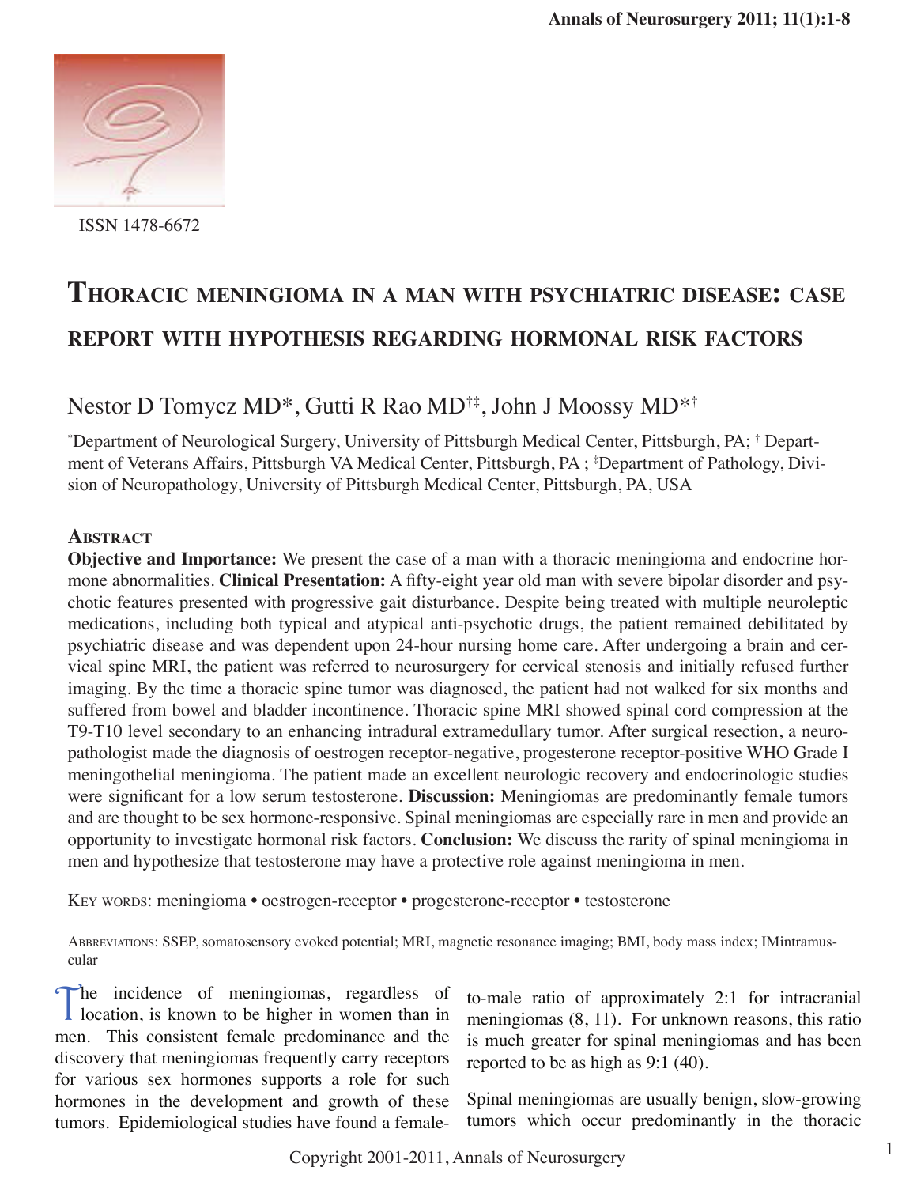ISSN 1478-6672

# Thoracic meningioma in a man with psychiatric disease: case report with hypothesis regarding hormonal risk factors

Nestor D Tomycz MD*, Gutti R Rao MD[†‡], John J Moossy MD*[†]

*Department of Neurological Surgery, University of Pittsburgh Medical Center, Pittsburgh, PA; [†] Department of Veterans Affairs, Pittsburgh VA Medical Center, Pittsburgh, PA ; [‡]Department of Pathology, Division of Neuropathology, University of Pittsburgh Medical Center, Pittsburgh, PA, USA

## Abstract

**Objective and Importance:** We present the case of a man with a thoracic meningioma and endocrine hormone abnormalities. **Clinical Presentation:** A fifty-eight year old man with severe bipolar disorder and psychotic features presented with progressive gait disturbance. Despite being treated with multiple neuroleptic medications, including both typical and atypical anti-psychotic drugs, the patient remained debilitated by psychiatric disease and was dependent upon 24-hour nursing home care. After undergoing a brain and cervical spine MRI, the patient was referred to neurosurgery for cervical stenosis and initially refused further imaging. By the time a thoracic spine tumor was diagnosed, the patient had not walked for six months and suffered from bowel and bladder incontinence. Thoracic spine MRI showed spinal cord compression at the T9-T10 level secondary to an enhancing intradural extramedullary tumor. After surgical resection, a neuropathologist made the diagnosis of oestrogen receptor-negative, progesterone receptor-positive WHO Grade I meningothelial meningioma. The patient made an excellent neurologic recovery and endocrinologic studies were significant for a low serum testosterone. **Discussion:** Meningiomas are predominantly female tumors and are thought to be sex hormone-responsive. Spinal meningiomas are especially rare in men and provide an opportunity to investigate hormonal risk factors. **Conclusion:** We discuss the rarity of spinal meningioma in men and hypothesize that testosterone may have a protective role against meningioma in men.

Key words: meningioma • oestrogen-receptor • progesterone-receptor • testosterone

Abbreviations: SSEP, somatosensory evoked potential; MRI, magnetic resonance imaging; BMI, body mass index; IMintramuscular

The incidence of meningiomas, regardless of location, is known to be higher in women than in men. This consistent female predominance and the discovery that meningiomas frequently carry receptors for various sex hormones supports a role for such hormones in the development and growth of these tumors. Epidemiological studies have found a female-to-male ratio of approximately 2:1 for intracranial meningiomas (8, 11). For unknown reasons, this ratio is much greater for spinal meningiomas and has been reported to be as high as 9:1 (40).

Spinal meningiomas are usually benign, slow-growing tumors which occur predominantly in the thoracic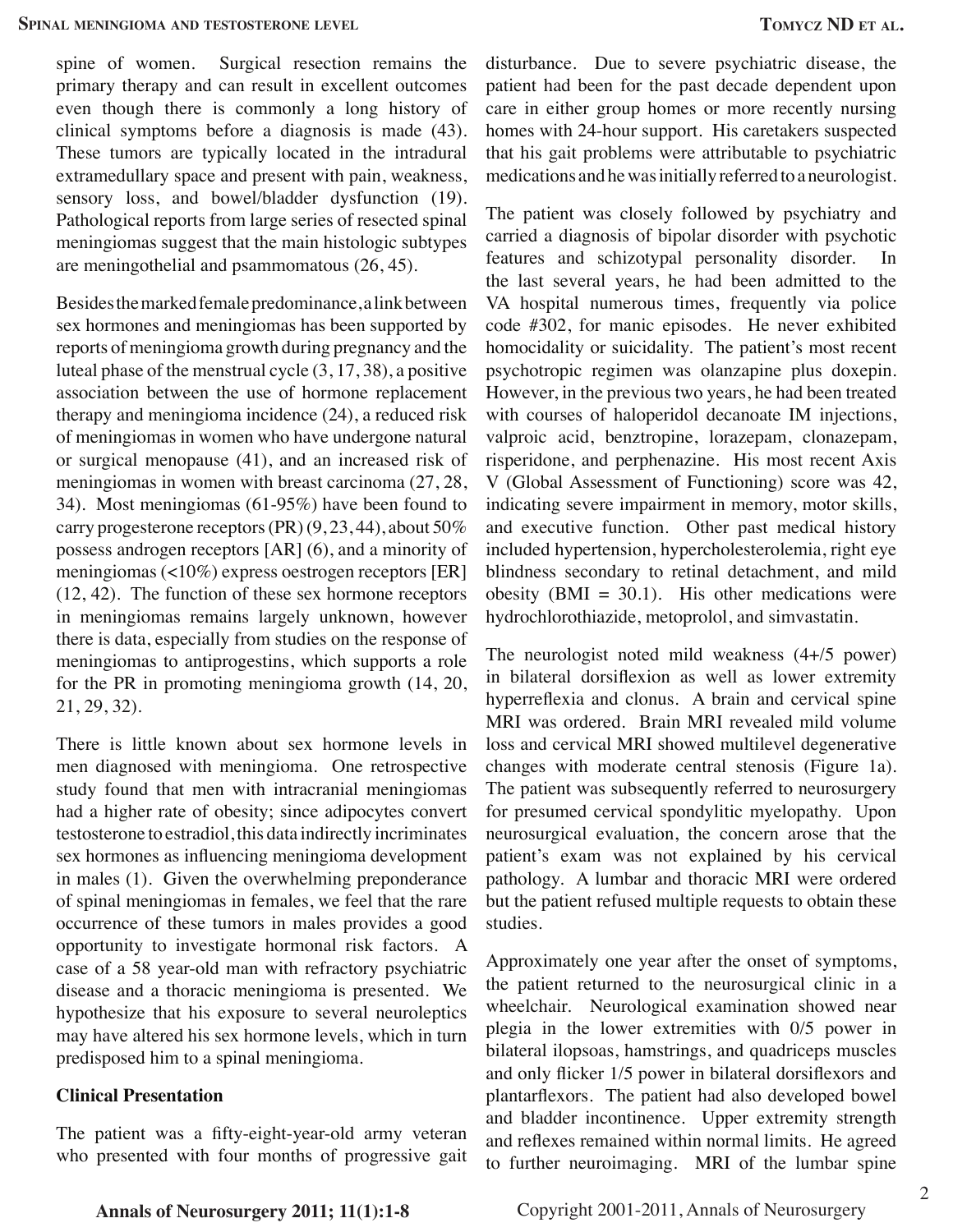spine of women. Surgical resection remains the primary therapy and can result in excellent outcomes even though there is commonly a long history of clinical symptoms before a diagnosis is made (43). These tumors are typically located in the intradural extramedullary space and present with pain, weakness, sensory loss, and bowel/bladder dysfunction (19). Pathological reports from large series of resected spinal meningiomas suggest that the main histologic subtypes are meningothelial and psammomatous (26, 45).

Besides the marked female predominance, a link between sex hormones and meningiomas has been supported by reports of meningioma growth during pregnancy and the luteal phase of the menstrual cycle (3, 17, 38), a positive association between the use of hormone replacement therapy and meningioma incidence (24), a reduced risk of meningiomas in women who have undergone natural or surgical menopause (41), and an increased risk of meningiomas in women with breast carcinoma (27, 28, 34). Most meningiomas (61-95%) have been found to carry progesterone receptors (PR) (9, 23, 44), about 50% possess androgen receptors [AR] (6), and a minority of meningiomas (<10%) express oestrogen receptors [ER] (12, 42). The function of these sex hormone receptors in meningiomas remains largely unknown, however there is data, especially from studies on the response of meningiomas to antiprogestins, which supports a role for the PR in promoting meningioma growth (14, 20, 21, 29, 32).

There is little known about sex hormone levels in men diagnosed with meningioma. One retrospective study found that men with intracranial meningiomas had a higher rate of obesity; since adipocytes convert testosterone to estradiol, this data indirectly incriminates sex hormones as influencing meningioma development in males (1). Given the overwhelming preponderance of spinal meningiomas in females, we feel that the rare occurrence of these tumors in males provides a good opportunity to investigate hormonal risk factors. A case of a 58 year-old man with refractory psychiatric disease and a thoracic meningioma is presented. We hypothesize that his exposure to several neuroleptics may have altered his sex hormone levels, which in turn predisposed him to a spinal meningioma.

## Clinical Presentation

The patient was a fifty-eight-year-old army veteran who presented with four months of progressive gait disturbance. Due to severe psychiatric disease, the patient had been for the past decade dependent upon care in either group homes or more recently nursing homes with 24-hour support. His caretakers suspected that his gait problems were attributable to psychiatric medications and he was initially referred to a neurologist.

The patient was closely followed by psychiatry and carried a diagnosis of bipolar disorder with psychotic features and schizotypal personality disorder. In the last several years, he had been admitted to the VA hospital numerous times, frequently via police code #302, for manic episodes. He never exhibited homocidality or suicidality. The patient's most recent psychotropic regimen was olanzapine plus doxepin. However, in the previous two years, he had been treated with courses of haloperidol decanoate IM injections, valproic acid, benztropine, lorazepam, clonazepam, risperidone, and perphenazine. His most recent Axis V (Global Assessment of Functioning) score was 42, indicating severe impairment in memory, motor skills, and executive function. Other past medical history included hypertension, hypercholesterolemia, right eye blindness secondary to retinal detachment, and mild obesity (BMI = 30.1). His other medications were hydrochlorothiazide, metoprolol, and simvastatin.

The neurologist noted mild weakness (4+/5 power) in bilateral dorsiflexion as well as lower extremity hyperreflexia and clonus. A brain and cervical spine MRI was ordered. Brain MRI revealed mild volume loss and cervical MRI showed multilevel degenerative changes with moderate central stenosis (Figure 1a). The patient was subsequently referred to neurosurgery for presumed cervical spondylitic myelopathy. Upon neurosurgical evaluation, the concern arose that the patient's exam was not explained by his cervical pathology. A lumbar and thoracic MRI were ordered but the patient refused multiple requests to obtain these studies.

Approximately one year after the onset of symptoms, the patient returned to the neurosurgical clinic in a wheelchair. Neurological examination showed near plegia in the lower extremities with 0/5 power in bilateral ilopsoas, hamstrings, and quadriceps muscles and only flicker 1/5 power in bilateral dorsiflexors and plantarflexors. The patient had also developed bowel and bladder incontinence. Upper extremity strength and reflexes remained within normal limits. He agreed to further neuroimaging. MRI of the lumbar spine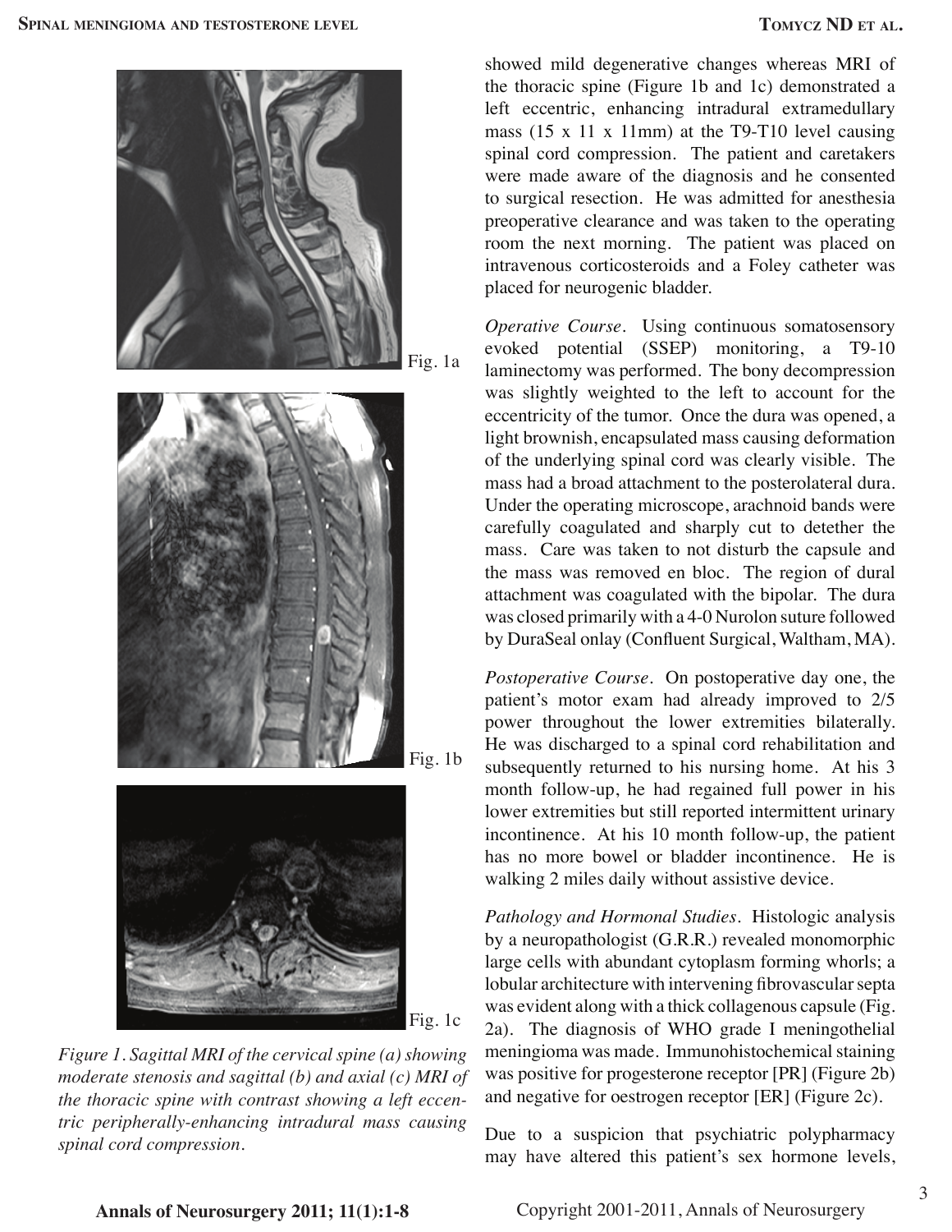Fig. 1a

Fig. 1b

Fig. 1c

*Figure 1. Sagittal MRI of the cervical spine (a) showing moderate stenosis and sagittal (b) and axial (c) MRI of the thoracic spine with contrast showing a left eccentric peripherally-enhancing intradural mass causing spinal cord compression.*

showed mild degenerative changes whereas MRI of the thoracic spine (Figure 1b and 1c) demonstrated a left eccentric, enhancing intradural extramedullary mass (15 x 11 x 11mm) at the T9-T10 level causing spinal cord compression. The patient and caretakers were made aware of the diagnosis and he consented to surgical resection. He was admitted for anesthesia preoperative clearance and was taken to the operating room the next morning. The patient was placed on intravenous corticosteroids and a Foley catheter was placed for neurogenic bladder.

*Operative Course*. Using continuous somatosensory evoked potential (SSEP) monitoring, a T9-10 laminectomy was performed. The bony decompression was slightly weighted to the left to account for the eccentricity of the tumor. Once the dura was opened, a light brownish, encapsulated mass causing deformation of the underlying spinal cord was clearly visible. The mass had a broad attachment to the posterolateral dura. Under the operating microscope, arachnoid bands were carefully coagulated and sharply cut to detether the mass. Care was taken to not disturb the capsule and the mass was removed en bloc. The region of dural attachment was coagulated with the bipolar. The dura was closed primarily with a 4-0 Nurolon suture followed by DuraSeal onlay (Confluent Surgical, Waltham, MA).

*Postoperative Course*. On postoperative day one, the patient's motor exam had already improved to 2/5 power throughout the lower extremities bilaterally. He was discharged to a spinal cord rehabilitation and subsequently returned to his nursing home. At his 3 month follow-up, he had regained full power in his lower extremities but still reported intermittent urinary incontinence. At his 10 month follow-up, the patient has no more bowel or bladder incontinence. He is walking 2 miles daily without assistive device.

*Pathology and Hormonal Studies*. Histologic analysis by a neuropathologist (G.R.R.) revealed monomorphic large cells with abundant cytoplasm forming whorls; a lobular architecture with intervening fibrovascular septa was evident along with a thick collagenous capsule (Fig. 2a). The diagnosis of WHO grade I meningothelial meningioma was made. Immunohistochemical staining was positive for progesterone receptor [PR] (Figure 2b) and negative for oestrogen receptor [ER] (Figure 2c).

Due to a suspicion that psychiatric polypharmacy may have altered this patient's sex hormone levels,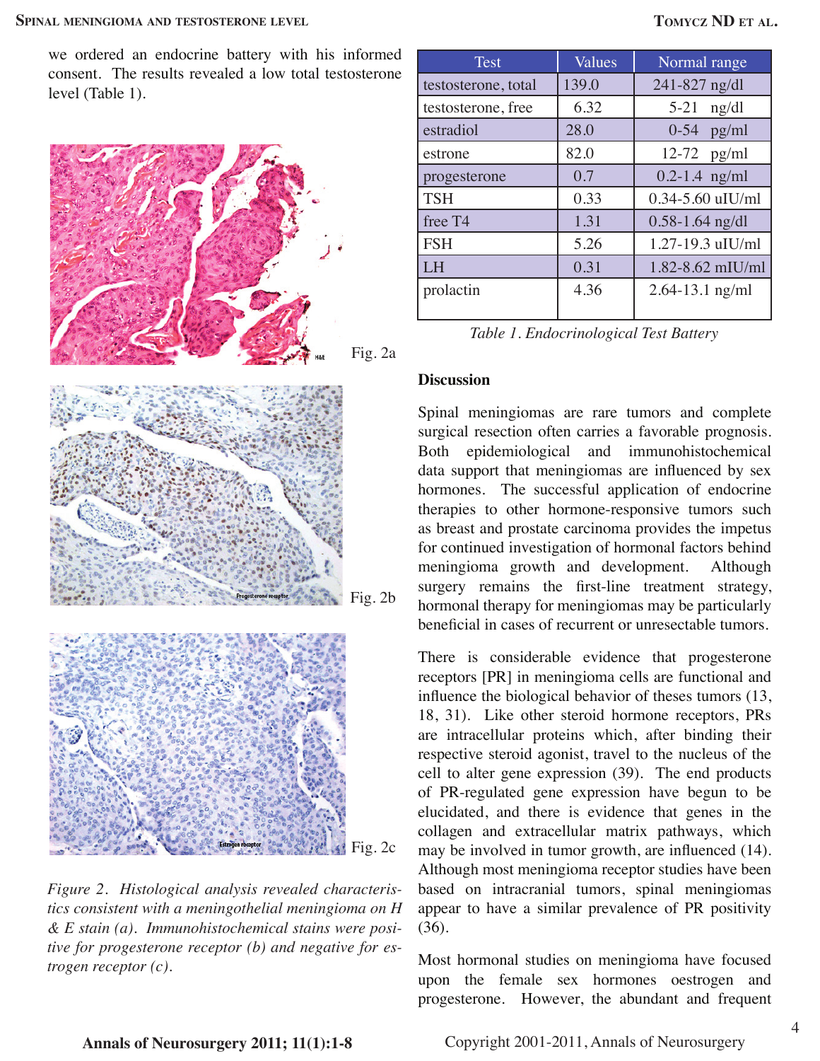we ordered an endocrine battery with his informed consent. The results revealed a low total testosterone level (Table 1).

*Figure 2. Histological analysis revealed characteristics consistent with a meningothelial meningioma on H & E stain (a). Immunohistochemical stains were positive for progesterone receptor (b) and negative for estrogen receptor (c).*

| Test | Values | Normal range |
|---|---|---|
| testosterone, total | 139.0 | 241-827 ng/dl |
| testosterone, free | 6.32 | 5-21 ng/dl |
| estradiol | 28.0 | 0-54 pg/ml |
| estrone | 82.0 | 12-72 pg/ml |
| progesterone | 0.7 | 0.2-1.4 ng/ml |
| TSH | 0.33 | 0.34-5.60 uIU/ml |
| free T4 | 1.31 | 0.58-1.64 ng/dl |
| FSH | 5.26 | 1.27-19.3 uIU/ml |
| LH | 0.31 | 1.82-8.62 mIU/ml |
| prolactin | 4.36 | 2.64-13.1 ng/ml |

*Table 1. Endocrinological Test Battery*

## Discussion

Spinal meningiomas are rare tumors and complete surgical resection often carries a favorable prognosis. Both epidemiological and immunohistochemical data support that meningiomas are influenced by sex hormones. The successful application of endocrine therapies to other hormone-responsive tumors such as breast and prostate carcinoma provides the impetus for continued investigation of hormonal factors behind meningioma growth and development. Although surgery remains the first-line treatment strategy, hormonal therapy for meningiomas may be particularly beneficial in cases of recurrent or unresectable tumors.

There is considerable evidence that progesterone receptors [PR] in meningioma cells are functional and influence the biological behavior of theses tumors (13, 18, 31). Like other steroid hormone receptors, PRs are intracellular proteins which, after binding their respective steroid agonist, travel to the nucleus of the cell to alter gene expression (39). The end products of PR-regulated gene expression have begun to be elucidated, and there is evidence that genes in the collagen and extracellular matrix pathways, which may be involved in tumor growth, are influenced (14). Although most meningioma receptor studies have been based on intracranial tumors, spinal meningiomas appear to have a similar prevalence of PR positivity (36).

Most hormonal studies on meningioma have focused upon the female sex hormones oestrogen and progesterone. However, the abundant and frequent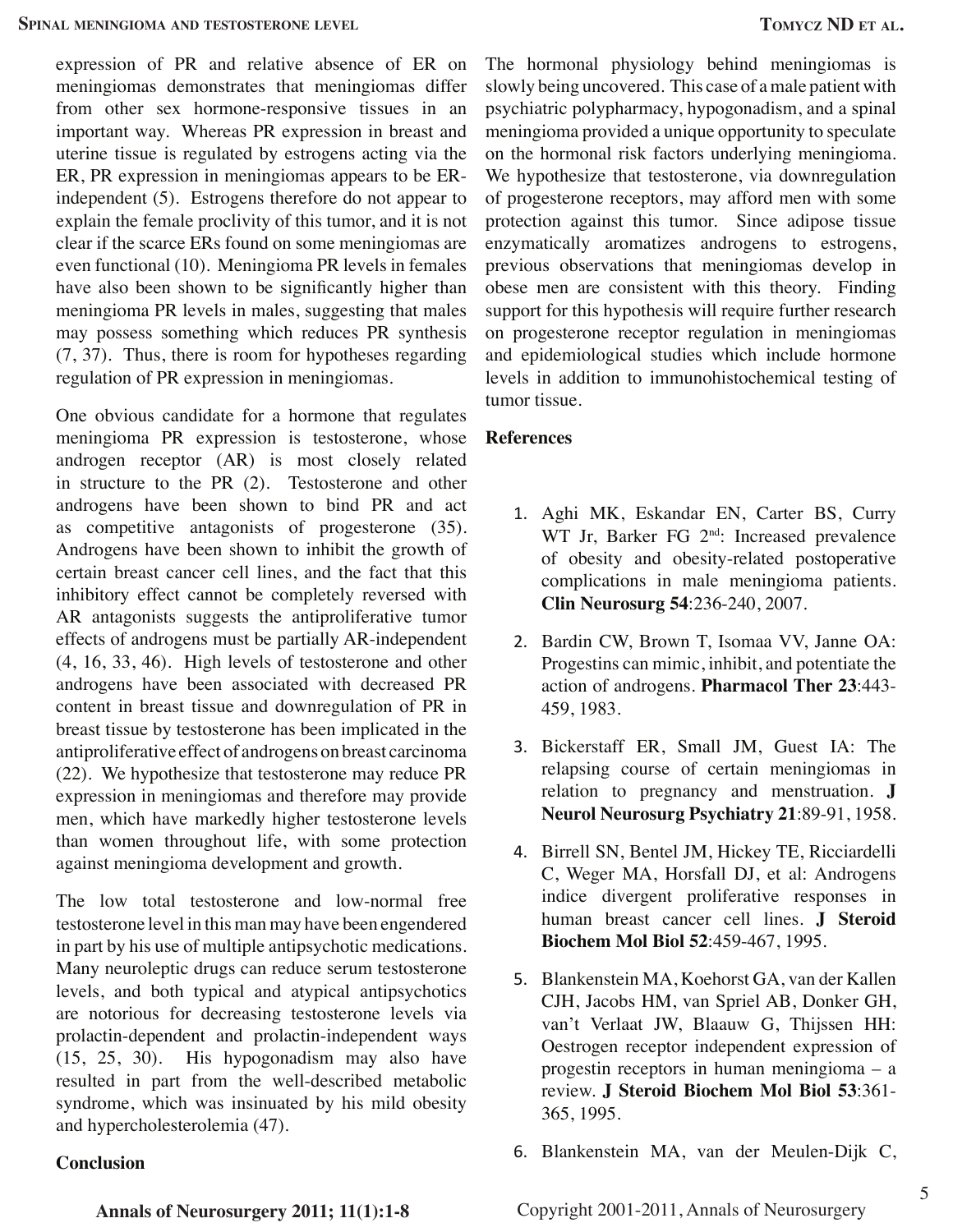expression of PR and relative absence of ER on meningiomas demonstrates that meningiomas differ from other sex hormone-responsive tissues in an important way. Whereas PR expression in breast and uterine tissue is regulated by estrogens acting via the ER, PR expression in meningiomas appears to be ER-independent (5). Estrogens therefore do not appear to explain the female proclivity of this tumor, and it is not clear if the scarce ERs found on some meningiomas are even functional (10). Meningioma PR levels in females have also been shown to be significantly higher than meningioma PR levels in males, suggesting that males may possess something which reduces PR synthesis (7, 37). Thus, there is room for hypotheses regarding regulation of PR expression in meningiomas.

One obvious candidate for a hormone that regulates meningioma PR expression is testosterone, whose androgen receptor (AR) is most closely related in structure to the PR (2). Testosterone and other androgens have been shown to bind PR and act as competitive antagonists of progesterone (35). Androgens have been shown to inhibit the growth of certain breast cancer cell lines, and the fact that this inhibitory effect cannot be completely reversed with AR antagonists suggests the antiproliferative tumor effects of androgens must be partially AR-independent (4, 16, 33, 46). High levels of testosterone and other androgens have been associated with decreased PR content in breast tissue and downregulation of PR in breast tissue by testosterone has been implicated in the antiproliferative effect of androgens on breast carcinoma (22). We hypothesize that testosterone may reduce PR expression in meningiomas and therefore may provide men, which have markedly higher testosterone levels than women throughout life, with some protection against meningioma development and growth.

The low total testosterone and low-normal free testosterone level in this man may have been engendered in part by his use of multiple antipsychotic medications. Many neuroleptic drugs can reduce serum testosterone levels, and both typical and atypical antipsychotics are notorious for decreasing testosterone levels via prolactin-dependent and prolactin-independent ways (15, 25, 30). His hypogonadism may also have resulted in part from the well-described metabolic syndrome, which was insinuated by his mild obesity and hypercholesterolemia (47).

## Conclusion

The hormonal physiology behind meningiomas is slowly being uncovered. This case of a male patient with psychiatric polypharmacy, hypogonadism, and a spinal meningioma provided a unique opportunity to speculate on the hormonal risk factors underlying meningioma. We hypothesize that testosterone, via downregulation of progesterone receptors, may afford men with some protection against this tumor. Since adipose tissue enzymatically aromatizes androgens to estrogens, previous observations that meningiomas develop in obese men are consistent with this theory. Finding support for this hypothesis will require further research on progesterone receptor regulation in meningiomas and epidemiological studies which include hormone levels in addition to immunohistochemical testing of tumor tissue.

## References

1. Aghi MK, Eskandar EN, Carter BS, Curry WT Jr, Barker FG 2nd: Increased prevalence of obesity and obesity-related postoperative complications in male meningioma patients. **Clin Neurosurg 54**:236-240, 2007.
2. Bardin CW, Brown T, Isomaa VV, Janne OA: Progestins can mimic, inhibit, and potentiate the action of androgens. **Pharmacol Ther 23**:443-459, 1983.
3. Bickerstaff ER, Small JM, Guest IA: The relapsing course of certain meningiomas in relation to pregnancy and menstruation. **J Neurol Neurosurg Psychiatry 21**:89-91, 1958.
4. Birrell SN, Bentel JM, Hickey TE, Ricciardelli C, Weger MA, Horsfall DJ, et al: Androgens indice divergent proliferative responses in human breast cancer cell lines. **J Steroid Biochem Mol Biol 52**:459-467, 1995.
5. Blankenstein MA, Koehorst GA, van der Kallen CJH, Jacobs HM, van Spriel AB, Donker GH, van't Verlaat JW, Blaauw G, Thijssen HH: Oestrogen receptor independent expression of progestin receptors in human meningioma – a review. **J Steroid Biochem Mol Biol 53**:361-365, 1995.
6. Blankenstein MA, van der Meulen-Dijk C,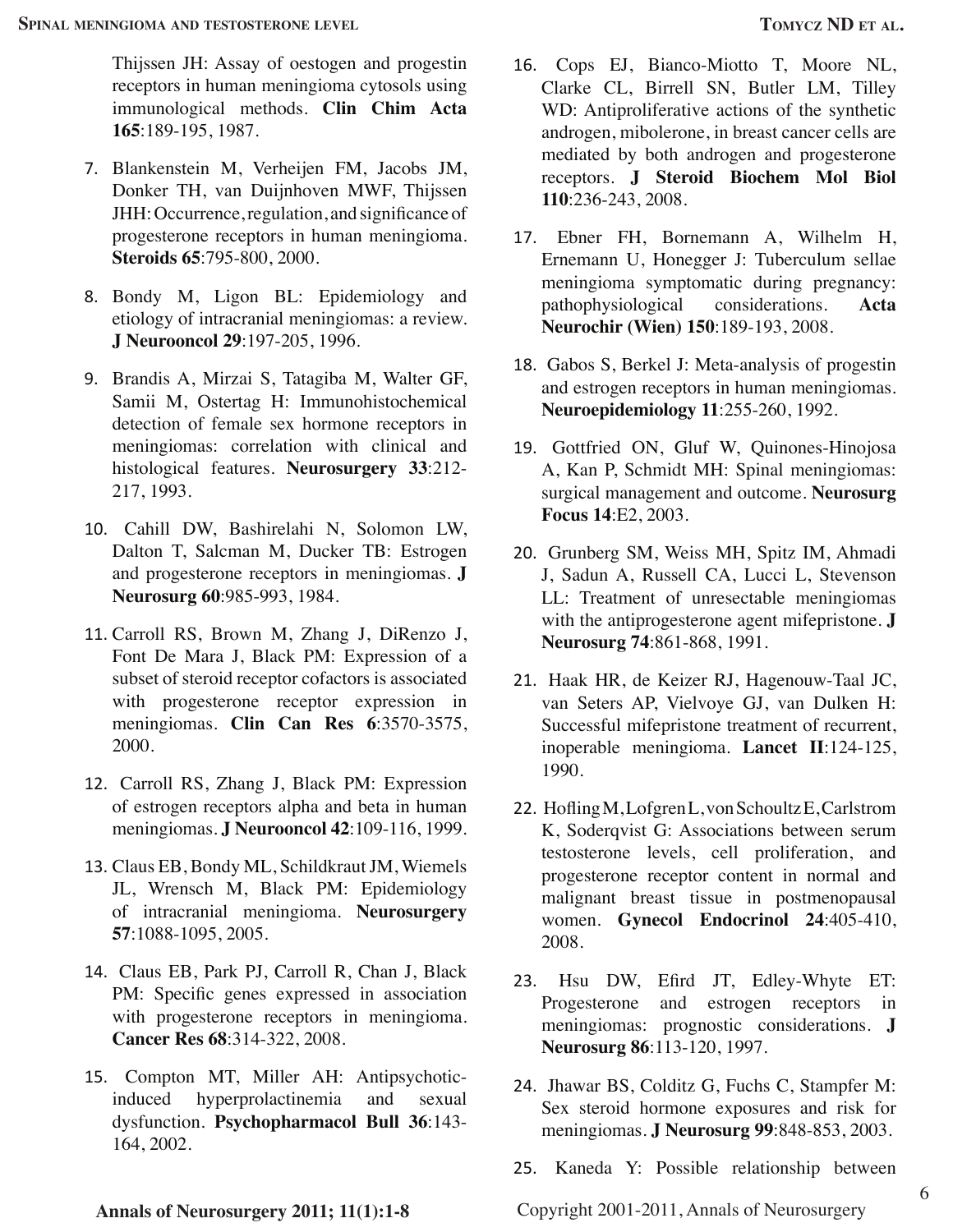Thijssen JH: Assay of oestogen and progestin receptors in human meningioma cytosols using immunological methods. **Clin Chim Acta 165**:189-195, 1987.

7. Blankenstein M, Verheijen FM, Jacobs JM, Donker TH, van Duijnhoven MWF, Thijssen JHH: Occurrence, regulation, and significance of progesterone receptors in human meningioma. **Steroids 65**:795-800, 2000.

8. Bondy M, Ligon BL: Epidemiology and etiology of intracranial meningiomas: a review. **J Neurooncol 29**:197-205, 1996.

9. Brandis A, Mirzai S, Tatagiba M, Walter GF, Samii M, Ostertag H: Immunohistochemical detection of female sex hormone receptors in meningiomas: correlation with clinical and histological features. **Neurosurgery 33**:212-217, 1993.

10. Cahill DW, Bashirelahi N, Solomon LW, Dalton T, Salcman M, Ducker TB: Estrogen and progesterone receptors in meningiomas. **J Neurosurg 60**:985-993, 1984.

11. Carroll RS, Brown M, Zhang J, DiRenzo J, Font De Mara J, Black PM: Expression of a subset of steroid receptor cofactors is associated with progesterone receptor expression in meningiomas. **Clin Can Res 6**:3570-3575, 2000.

12. Carroll RS, Zhang J, Black PM: Expression of estrogen receptors alpha and beta in human meningiomas. **J Neurooncol 42**:109-116, 1999.

13. Claus EB, Bondy ML, Schildkraut JM, Wiemels JL, Wrensch M, Black PM: Epidemiology of intracranial meningioma. **Neurosurgery 57**:1088-1095, 2005.

14. Claus EB, Park PJ, Carroll R, Chan J, Black PM: Specific genes expressed in association with progesterone receptors in meningioma. **Cancer Res 68**:314-322, 2008.

15. Compton MT, Miller AH: Antipsychotic-induced hyperprolactinemia and sexual dysfunction. **Psychopharmacol Bull 36**:143-164, 2002.

16. Cops EJ, Bianco-Miotto T, Moore NL, Clarke CL, Birrell SN, Butler LM, Tilley WD: Antiproliferative actions of the synthetic androgen, mibolerone, in breast cancer cells are mediated by both androgen and progesterone receptors. **J Steroid Biochem Mol Biol 110**:236-243, 2008.

17. Ebner FH, Bornemann A, Wilhelm H, Ernemann U, Honegger J: Tuberculum sellae meningioma symptomatic during pregnancy: pathophysiological considerations. **Acta Neurochir (Wien) 150**:189-193, 2008.

18. Gabos S, Berkel J: Meta-analysis of progestin and estrogen receptors in human meningiomas. **Neuroepidemiology 11**:255-260, 1992.

19. Gottfried ON, Gluf W, Quinones-Hinojosa A, Kan P, Schmidt MH: Spinal meningiomas: surgical management and outcome. **Neurosurg Focus 14**:E2, 2003.

20. Grunberg SM, Weiss MH, Spitz IM, Ahmadi J, Sadun A, Russell CA, Lucci L, Stevenson LL: Treatment of unresectable meningiomas with the antiprogesterone agent mifepristone. **J Neurosurg 74**:861-868, 1991.

21. Haak HR, de Keizer RJ, Hagenouw-Taal JC, van Seters AP, Vielvoye GJ, van Dulken H: Successful mifepristone treatment of recurrent, inoperable meningioma. **Lancet II**:124-125, 1990.

22. Hofling M, Lofgren L, von Schoultz E, Carlstrom K, Soderqvist G: Associations between serum testosterone levels, cell proliferation, and progesterone receptor content in normal and malignant breast tissue in postmenopausal women. **Gynecol Endocrinol 24**:405-410, 2008.

23. Hsu DW, Efird JT, Edley-Whyte ET: Progesterone and estrogen receptors in meningiomas: prognostic considerations. **J Neurosurg 86**:113-120, 1997.

24. Jhawar BS, Colditz G, Fuchs C, Stampfer M: Sex steroid hormone exposures and risk for meningiomas. **J Neurosurg 99**:848-853, 2003.

25. Kaneda Y: Possible relationship between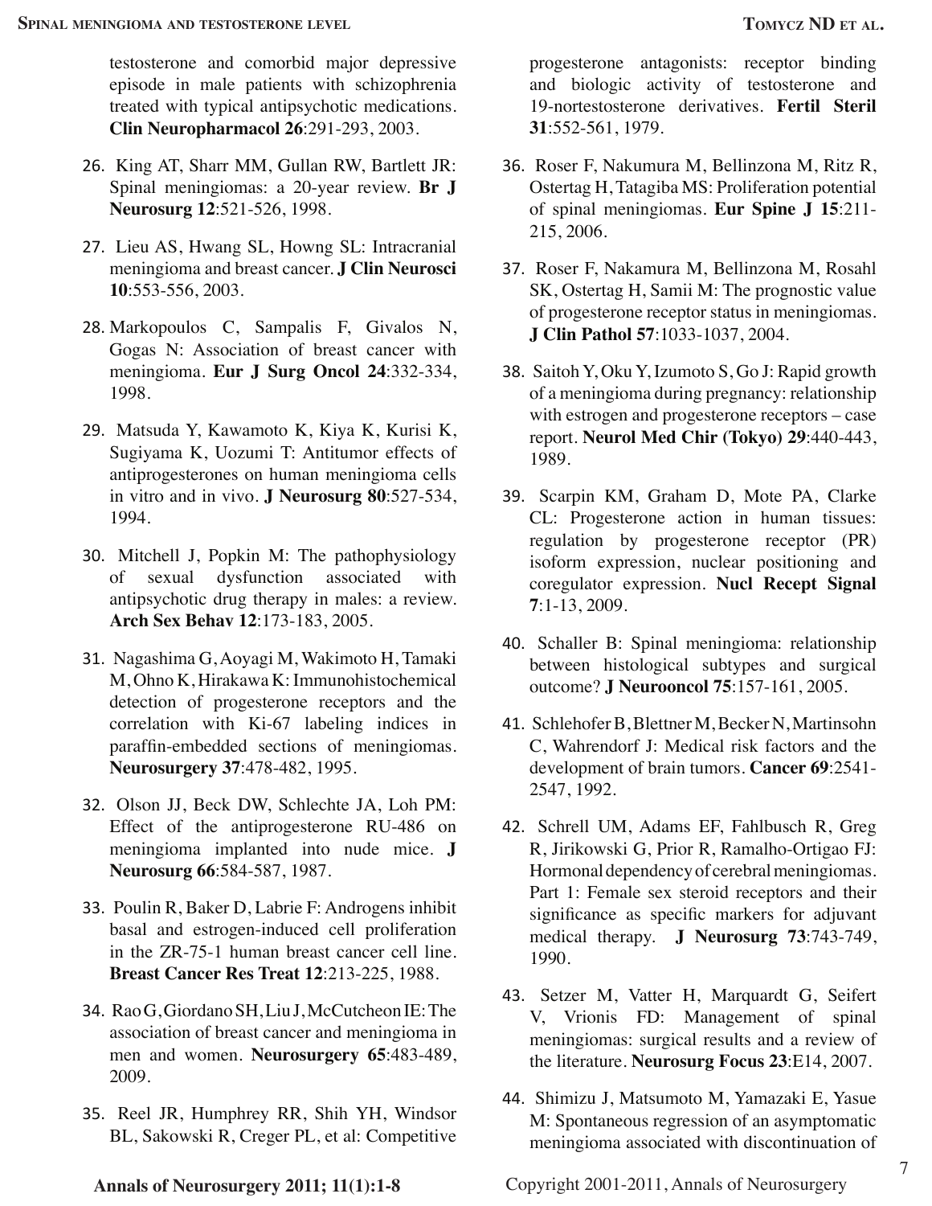testosterone and comorbid major depressive episode in male patients with schizophrenia treated with typical antipsychotic medications. **Clin Neuropharmacol 26**:291-293, 2003.

26. King AT, Sharr MM, Gullan RW, Bartlett JR: Spinal meningiomas: a 20-year review. **Br J Neurosurg 12**:521-526, 1998.

27. Lieu AS, Hwang SL, Howng SL: Intracranial meningioma and breast cancer. **J Clin Neurosci 10**:553-556, 2003.

28. Markopoulos C, Sampalis F, Givalos N, Gogas N: Association of breast cancer with meningioma. **Eur J Surg Oncol 24**:332-334, 1998.

29. Matsuda Y, Kawamoto K, Kiya K, Kurisi K, Sugiyama K, Uozumi T: Antitumor effects of antiprogesterones on human meningioma cells in vitro and in vivo. **J Neurosurg 80**:527-534, 1994.

30. Mitchell J, Popkin M: The pathophysiology of sexual dysfunction associated with antipsychotic drug therapy in males: a review. **Arch Sex Behav 12**:173-183, 2005.

31. Nagashima G, Aoyagi M, Wakimoto H, Tamaki M, Ohno K, Hirakawa K: Immunohistochemical detection of progesterone receptors and the correlation with Ki-67 labeling indices in paraffin-embedded sections of meningiomas. **Neurosurgery 37**:478-482, 1995.

32. Olson JJ, Beck DW, Schlechte JA, Loh PM: Effect of the antiprogesterone RU-486 on meningioma implanted into nude mice. **J Neurosurg 66**:584-587, 1987.

33. Poulin R, Baker D, Labrie F: Androgens inhibit basal and estrogen-induced cell proliferation in the ZR-75-1 human breast cancer cell line. **Breast Cancer Res Treat 12**:213-225, 1988.

34. Rao G, Giordano SH, Liu J, McCutcheon IE: The association of breast cancer and meningioma in men and women. **Neurosurgery 65**:483-489, 2009.

35. Reel JR, Humphrey RR, Shih YH, Windsor BL, Sakowski R, Creger PL, et al: Competitive progesterone antagonists: receptor binding and biologic activity of testosterone and 19-nortestosterone derivatives. **Fertil Steril 31**:552-561, 1979.

36. Roser F, Nakumura M, Bellinzona M, Ritz R, Ostertag H, Tatagiba MS: Proliferation potential of spinal meningiomas. **Eur Spine J 15**:211-215, 2006.

37. Roser F, Nakamura M, Bellinzona M, Rosahl SK, Ostertag H, Samii M: The prognostic value of progesterone receptor status in meningiomas. **J Clin Pathol 57**:1033-1037, 2004.

38. Saitoh Y, Oku Y, Izumoto S, Go J: Rapid growth of a meningioma during pregnancy: relationship with estrogen and progesterone receptors – case report. **Neurol Med Chir (Tokyo) 29**:440-443, 1989.

39. Scarpin KM, Graham D, Mote PA, Clarke CL: Progesterone action in human tissues: regulation by progesterone receptor (PR) isoform expression, nuclear positioning and coregulator expression. **Nucl Recept Signal 7**:1-13, 2009.

40. Schaller B: Spinal meningioma: relationship between histological subtypes and surgical outcome? **J Neurooncol 75**:157-161, 2005.

41. Schlehofer B, Blettner M, Becker N, Martinsohn C, Wahrendorf J: Medical risk factors and the development of brain tumors. **Cancer 69**:2541-2547, 1992.

42. Schrell UM, Adams EF, Fahlbusch R, Greg R, Jirikowski G, Prior R, Ramalho-Ortigao FJ: Hormonal dependency of cerebral meningiomas. Part 1: Female sex steroid receptors and their significance as specific markers for adjuvant medical therapy. **J Neurosurg 73**:743-749, 1990.

43. Setzer M, Vatter H, Marquardt G, Seifert V, Vrionis FD: Management of spinal meningiomas: surgical results and a review of the literature. **Neurosurg Focus 23**:E14, 2007.

44. Shimizu J, Matsumoto M, Yamazaki E, Yasue M: Spontaneous regression of an asymptomatic meningioma associated with discontinuation of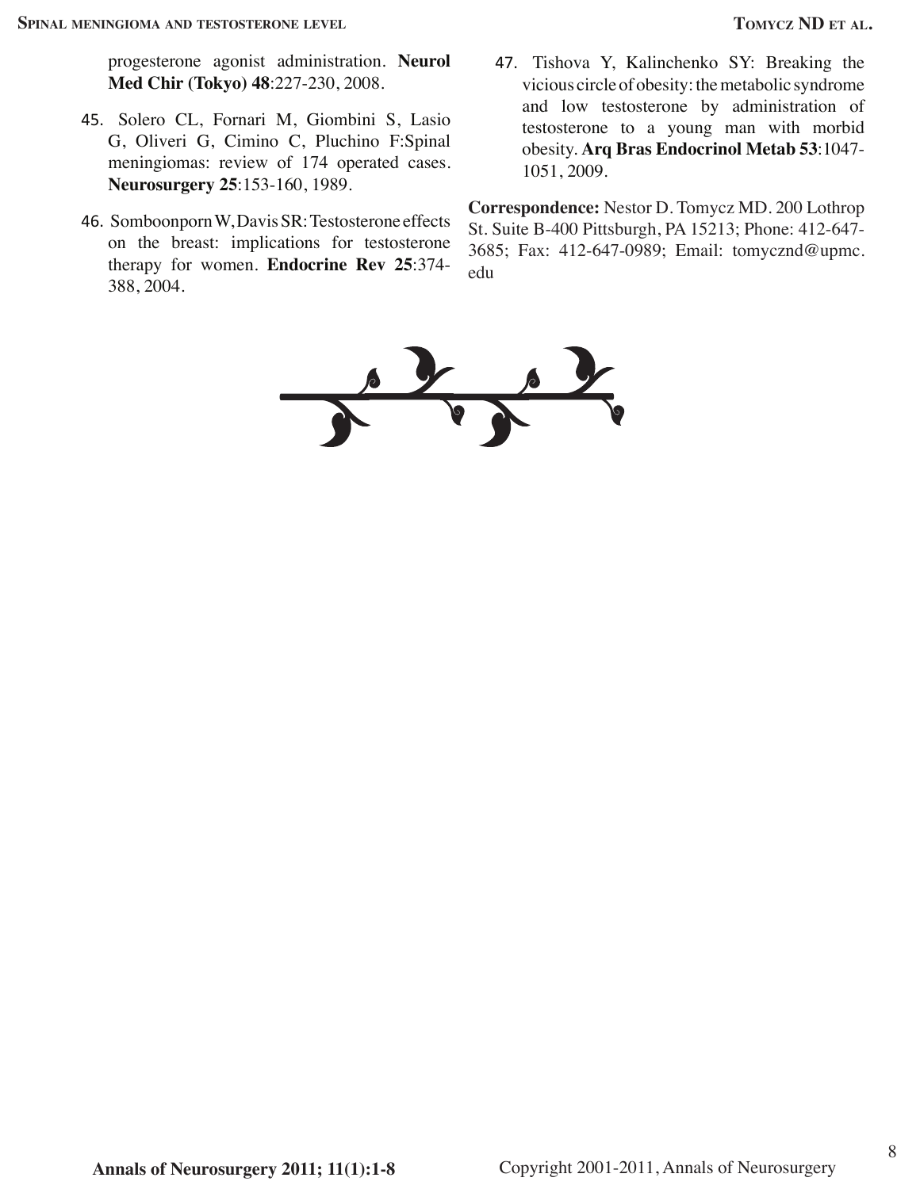progesterone agonist administration. **Neurol Med Chir (Tokyo) 48**:227-230, 2008.

45. Solero CL, Fornari M, Giombini S, Lasio G, Oliveri G, Cimino C, Pluchino F:Spinal meningiomas: review of 174 operated cases. **Neurosurgery 25**:153-160, 1989.

46. Somboonporn W, Davis SR: Testosterone effects on the breast: implications for testosterone therapy for women. **Endocrine Rev 25**:374-388, 2004.

47. Tishova Y, Kalinchenko SY: Breaking the vicious circle of obesity: the metabolic syndrome and low testosterone by administration of testosterone to a young man with morbid obesity. **Arq Bras Endocrinol Metab 53**:1047-1051, 2009.

**Correspondence:** Nestor D. Tomycz MD. 200 Lothrop St. Suite B-400 Pittsburgh, PA 15213; Phone: 412-647-3685; Fax: 412-647-0989; Email: tomycznd@upmc.edu